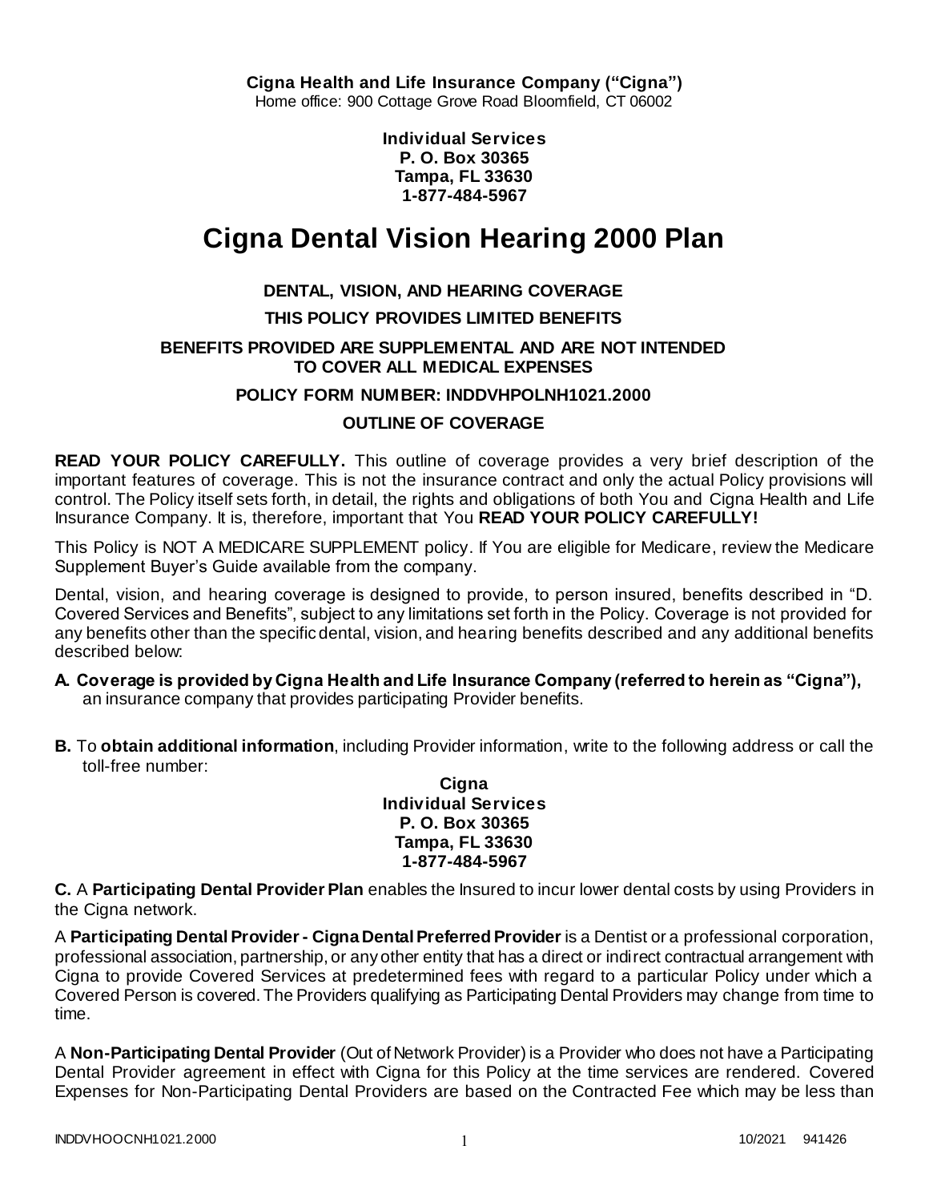**Cigna Health and Life Insurance Company ("Cigna")**
Home office: 900 Cottage Grove Road Bloomfield, CT 06002

**Individual Services**
**P. O. Box 30365**
**Tampa, FL 33630**
**1-877-484-5967**

# Cigna Dental Vision Hearing 2000 Plan

**DENTAL, VISION, AND HEARING COVERAGE**

**THIS POLICY PROVIDES LIMITED BENEFITS**

**BENEFITS PROVIDED ARE SUPPLEMENTAL AND ARE NOT INTENDED TO COVER ALL MEDICAL EXPENSES**

**POLICY FORM NUMBER: INDDVHPOLNH1021.2000**

**OUTLINE OF COVERAGE**

**READ YOUR POLICY CAREFULLY.** This outline of coverage provides a very brief description of the important features of coverage. This is not the insurance contract and only the actual Policy provisions will control. The Policy itself sets forth, in detail, the rights and obligations of both You and Cigna Health and Life Insurance Company. It is, therefore, important that You **READ YOUR POLICY CAREFULLY!**

This Policy is NOT A MEDICARE SUPPLEMENT policy. If You are eligible for Medicare, review the Medicare Supplement Buyer's Guide available from the company.

Dental, vision, and hearing coverage is designed to provide, to person insured, benefits described in "D. Covered Services and Benefits", subject to any limitations set forth in the Policy. Coverage is not provided for any benefits other than the specific dental, vision, and hearing benefits described and any additional benefits described below:

**A. Coverage is provided by Cigna Health and Life Insurance Company (referred to herein as "Cigna"),** an insurance company that provides participating Provider benefits.

**B.** To **obtain additional information**, including Provider information, write to the following address or call the toll-free number:

**Cigna**
**Individual Services**
**P. O. Box 30365**
**Tampa, FL 33630**
**1-877-484-5967**

**C.** A **Participating Dental Provider Plan** enables the Insured to incur lower dental costs by using Providers in the Cigna network.

A **Participating Dental Provider - Cigna Dental Preferred Provider** is a Dentist or a professional corporation, professional association, partnership, or any other entity that has a direct or indirect contractual arrangement with Cigna to provide Covered Services at predetermined fees with regard to a particular Policy under which a Covered Person is covered. The Providers qualifying as Participating Dental Providers may change from time to time.

A **Non-Participating Dental Provider** (Out of Network Provider) is a Provider who does not have a Participating Dental Provider agreement in effect with Cigna for this Policy at the time services are rendered. Covered Expenses for Non-Participating Dental Providers are based on the Contracted Fee which may be less than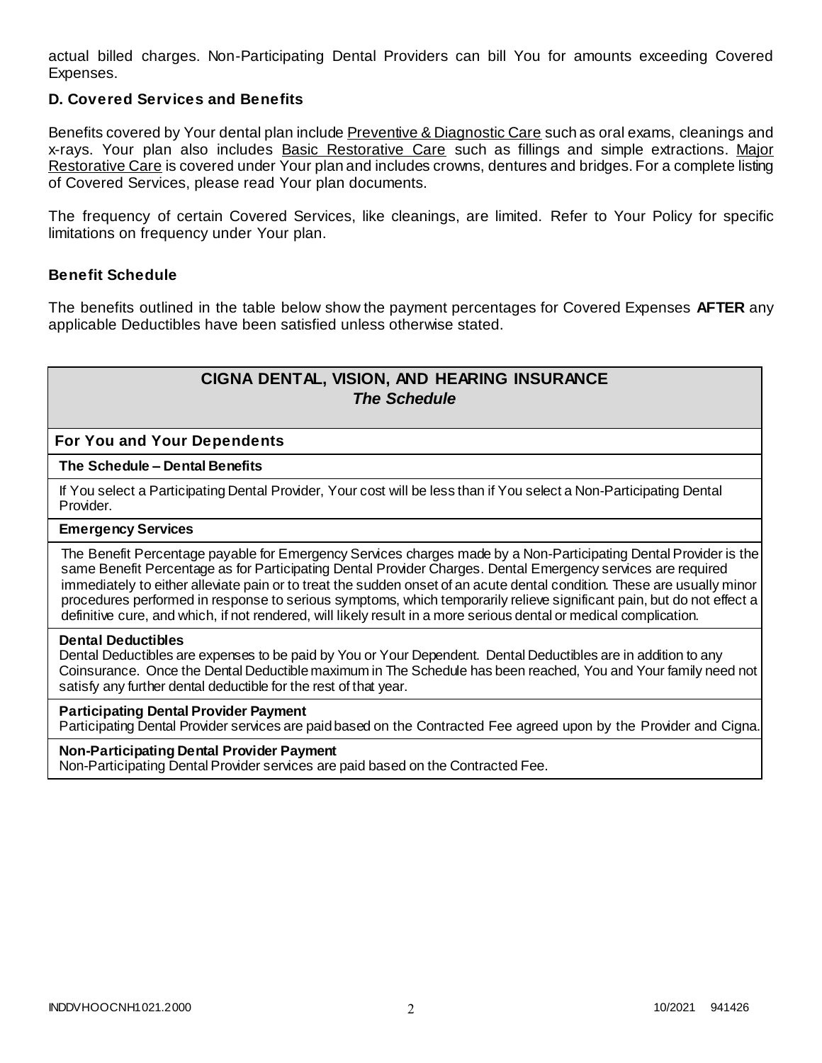actual billed charges. Non-Participating Dental Providers can bill You for amounts exceeding Covered Expenses.

### D. Covered Services and Benefits

Benefits covered by Your dental plan include Preventive & Diagnostic Care such as oral exams, cleanings and x-rays. Your plan also includes Basic Restorative Care such as fillings and simple extractions. Major Restorative Care is covered under Your plan and includes crowns, dentures and bridges. For a complete listing of Covered Services, please read Your plan documents.

The frequency of certain Covered Services, like cleanings, are limited. Refer to Your Policy for specific limitations on frequency under Your plan.

### Benefit Schedule

The benefits outlined in the table below show the payment percentages for Covered Expenses **AFTER** any applicable Deductibles have been satisfied unless otherwise stated.

| CIGNA DENTAL, VISION, AND HEARING INSURANCE *The Schedule* |
|---|
| **For You and Your Dependents** |
| **The Schedule – Dental Benefits** |
| If You select a Participating Dental Provider, Your cost will be less than if You select a Non-Participating Dental Provider. |
| **Emergency Services** |
| The Benefit Percentage payable for Emergency Services charges made by a Non-Participating Dental Provider is the same Benefit Percentage as for Participating Dental Provider Charges. Dental Emergency services are required immediately to either alleviate pain or to treat the sudden onset of an acute dental condition. These are usually minor procedures performed in response to serious symptoms, which temporarily relieve significant pain, but do not effect a definitive cure, and which, if not rendered, will likely result in a more serious dental or medical complication. |
| **Dental Deductibles** Dental Deductibles are expenses to be paid by You or Your Dependent. Dental Deductibles are in addition to any Coinsurance. Once the Dental Deductible maximum in The Schedule has been reached, You and Your family need not satisfy any further dental deductible for the rest of that year. |
| **Participating Dental Provider Payment** Participating Dental Provider services are paid based on the Contracted Fee agreed upon by the Provider and Cigna. |
| **Non-Participating Dental Provider Payment** Non-Participating Dental Provider services are paid based on the Contracted Fee. |

INDDVHOOCNH1021.2000 10/2021 941426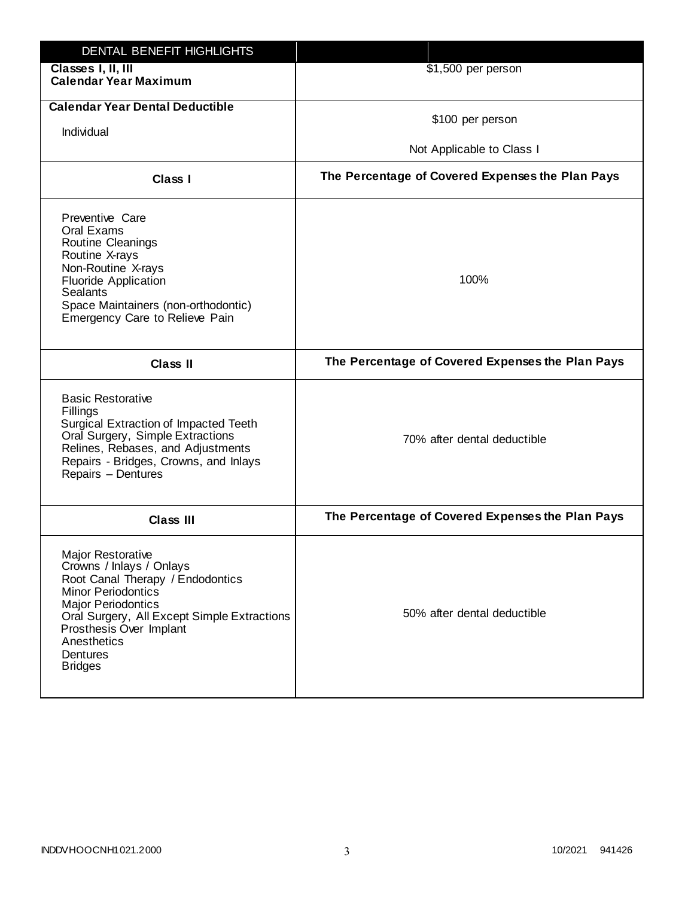| DENTAL BENEFIT HIGHLIGHTS | |
|---|---|
| **Classes I, II, III Calendar Year Maximum** | $1,500 per person |
| **Calendar Year Dental Deductible** Individual | $100 per person<br>Not Applicable to Class I |
| **Class I** | **The Percentage of Covered Expenses the Plan Pays** |
| Preventive Care<br>Oral Exams<br>Routine Cleanings<br>Routine X-rays<br>Non-Routine X-rays<br>Fluoride Application<br>Sealants<br>Space Maintainers (non-orthodontic)<br>Emergency Care to Relieve Pain | 100% |
| **Class II** | **The Percentage of Covered Expenses the Plan Pays** |
| Basic Restorative<br>Fillings<br>Surgical Extraction of Impacted Teeth<br>Oral Surgery, Simple Extractions<br>Relines, Rebases, and Adjustments<br>Repairs - Bridges, Crowns, and Inlays<br>Repairs – Dentures | 70% after dental deductible |
| **Class III** | **The Percentage of Covered Expenses the Plan Pays** |
| Major Restorative<br>Crowns / Inlays / Onlays<br>Root Canal Therapy / Endodontics<br>Minor Periodontics<br>Major Periodontics<br>Oral Surgery, All Except Simple Extractions<br>Prosthesis Over Implant<br>Anesthetics<br>Dentures<br>Bridges | 50% after dental deductible |

INDDVHOOCNH1021.2000 10/2021 941426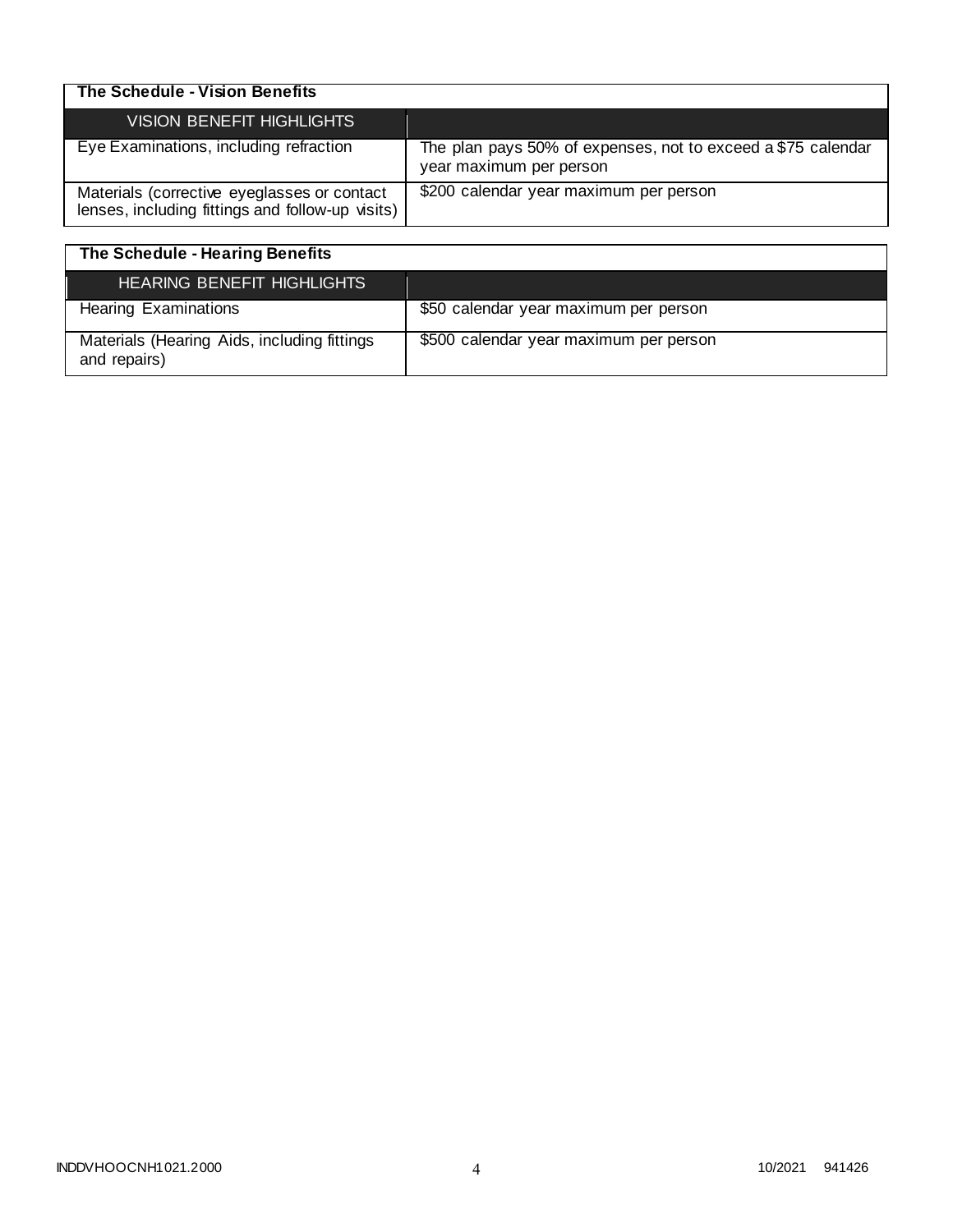| The Schedule - Vision Benefits | |
|---|---|
| VISION BENEFIT HIGHLIGHTS | |
| Eye Examinations, including refraction | The plan pays 50% of expenses, not to exceed a $75 calendar year maximum per person |
| Materials (corrective eyeglasses or contact lenses, including fittings and follow-up visits) | $200 calendar year maximum per person |

| The Schedule - Hearing Benefits | |
|---|---|
| HEARING BENEFIT HIGHLIGHTS | |
| Hearing Examinations | $50 calendar year maximum per person |
| Materials (Hearing Aids, including fittings and repairs) | $500 calendar year maximum per person |

INDDVHOOCNH1021.2000 10/2021 941426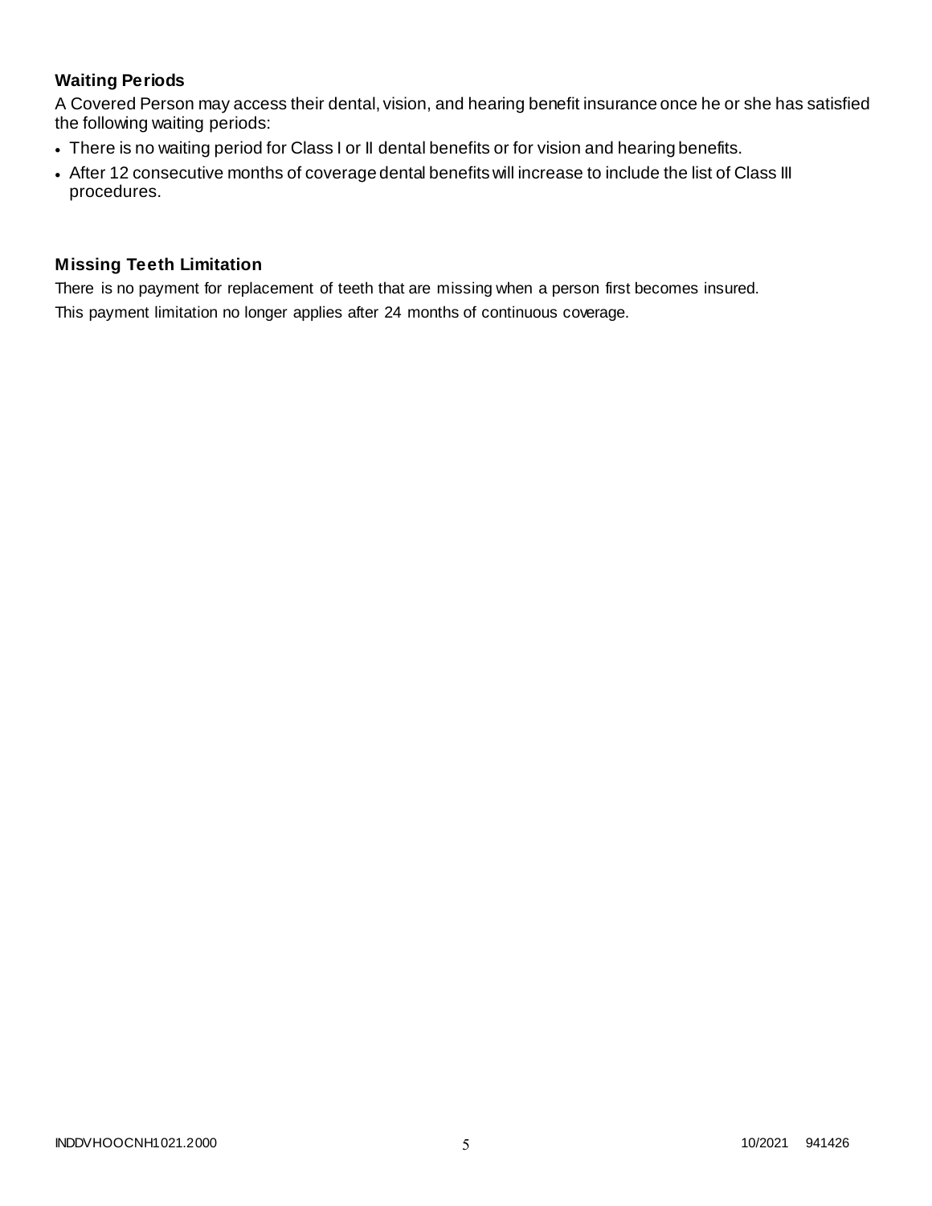### Waiting Periods

A Covered Person may access their dental, vision, and hearing benefit insurance once he or she has satisfied the following waiting periods:

- There is no waiting period for Class I or II dental benefits or for vision and hearing benefits.
- After 12 consecutive months of coverage dental benefits will increase to include the list of Class III procedures.

### Missing Teeth Limitation

There is no payment for replacement of teeth that are missing when a person first becomes insured.

This payment limitation no longer applies after 24 months of continuous coverage.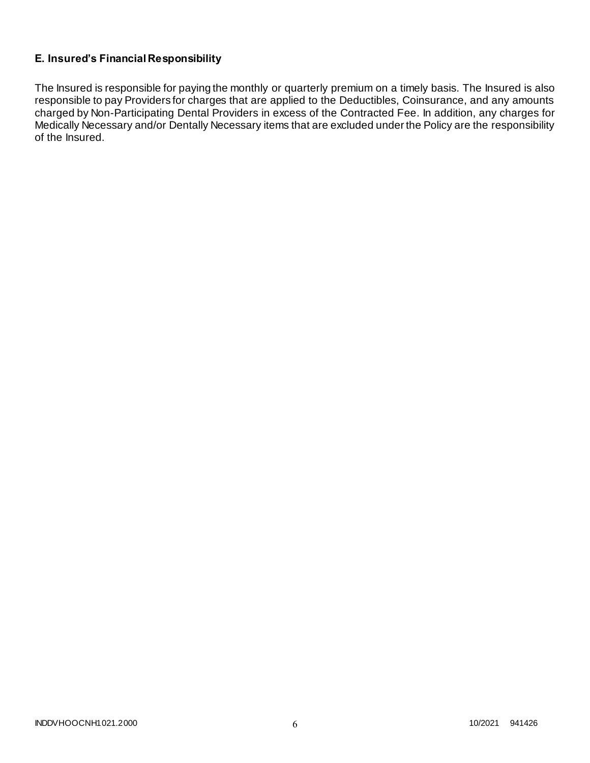## E. Insured's Financial Responsibility

The Insured is responsible for paying the monthly or quarterly premium on a timely basis. The Insured is also responsible to pay Providers for charges that are applied to the Deductibles, Coinsurance, and any amounts charged by Non-Participating Dental Providers in excess of the Contracted Fee. In addition, any charges for Medically Necessary and/or Dentally Necessary items that are excluded under the Policy are the responsibility of the Insured.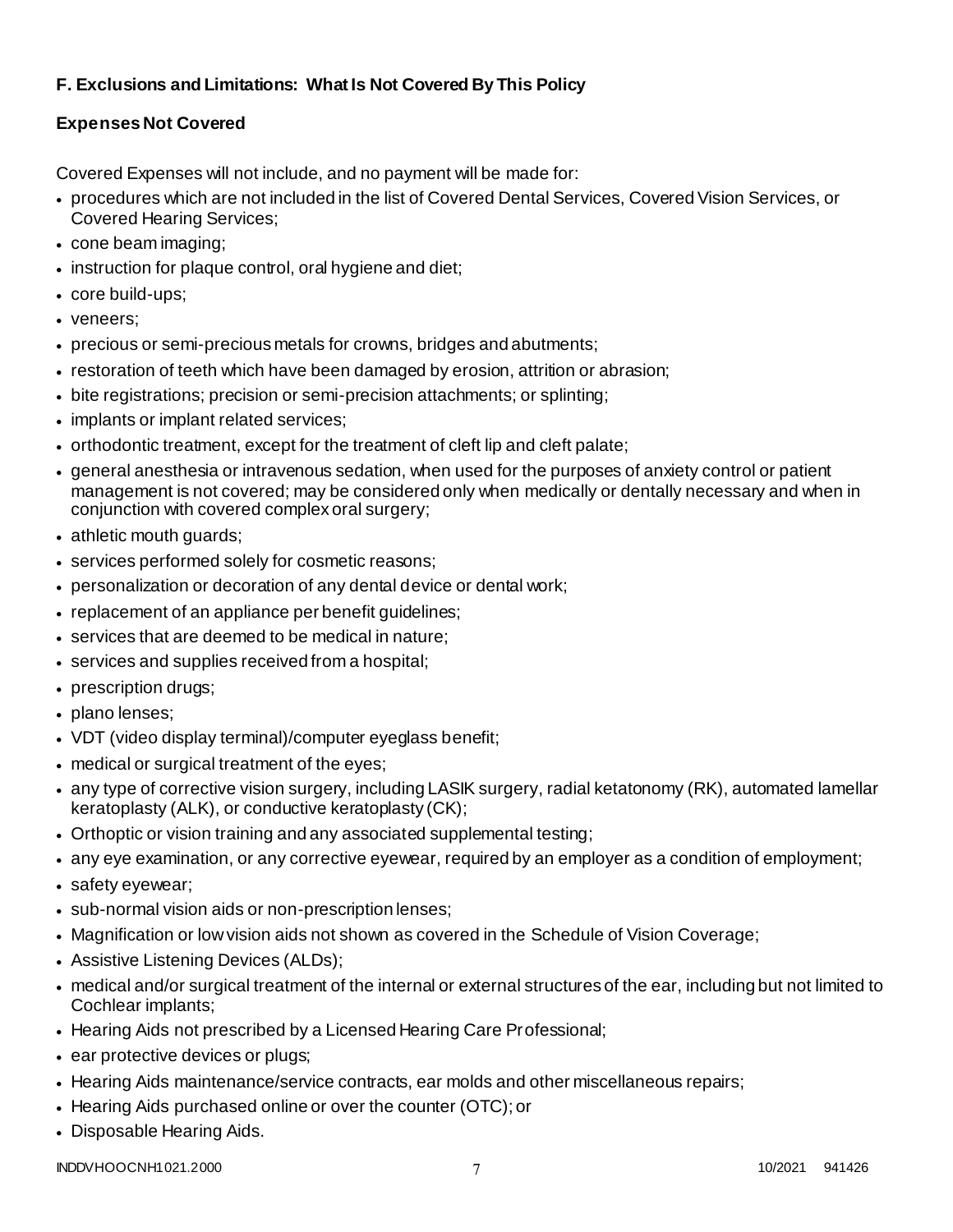### F. Exclusions and Limitations: What Is Not Covered By This Policy

### Expenses Not Covered

Covered Expenses will not include, and no payment will be made for:

- procedures which are not included in the list of Covered Dental Services, Covered Vision Services, or Covered Hearing Services;
- cone beam imaging;
- instruction for plaque control, oral hygiene and diet;
- core build-ups;
- veneers;
- precious or semi-precious metals for crowns, bridges and abutments;
- restoration of teeth which have been damaged by erosion, attrition or abrasion;
- bite registrations; precision or semi-precision attachments; or splinting;
- implants or implant related services;
- orthodontic treatment, except for the treatment of cleft lip and cleft palate;
- general anesthesia or intravenous sedation, when used for the purposes of anxiety control or patient management is not covered; may be considered only when medically or dentally necessary and when in conjunction with covered complex oral surgery;
- athletic mouth guards;
- services performed solely for cosmetic reasons;
- personalization or decoration of any dental device or dental work;
- replacement of an appliance per benefit guidelines;
- services that are deemed to be medical in nature;
- services and supplies received from a hospital;
- prescription drugs;
- plano lenses;
- VDT (video display terminal)/computer eyeglass benefit;
- medical or surgical treatment of the eyes;
- any type of corrective vision surgery, including LASIK surgery, radial ketatonomy (RK), automated lamellar keratoplasty (ALK), or conductive keratoplasty (CK);
- Orthoptic or vision training and any associated supplemental testing;
- any eye examination, or any corrective eyewear, required by an employer as a condition of employment;
- safety eyewear;
- sub-normal vision aids or non-prescription lenses;
- Magnification or low vision aids not shown as covered in the Schedule of Vision Coverage;
- Assistive Listening Devices (ALDs);
- medical and/or surgical treatment of the internal or external structures of the ear, including but not limited to Cochlear implants;
- Hearing Aids not prescribed by a Licensed Hearing Care Professional;
- ear protective devices or plugs;
- Hearing Aids maintenance/service contracts, ear molds and other miscellaneous repairs;
- Hearing Aids purchased online or over the counter (OTC); or
- Disposable Hearing Aids.

INDDVHOOCNH1021.2000 10/2021 941426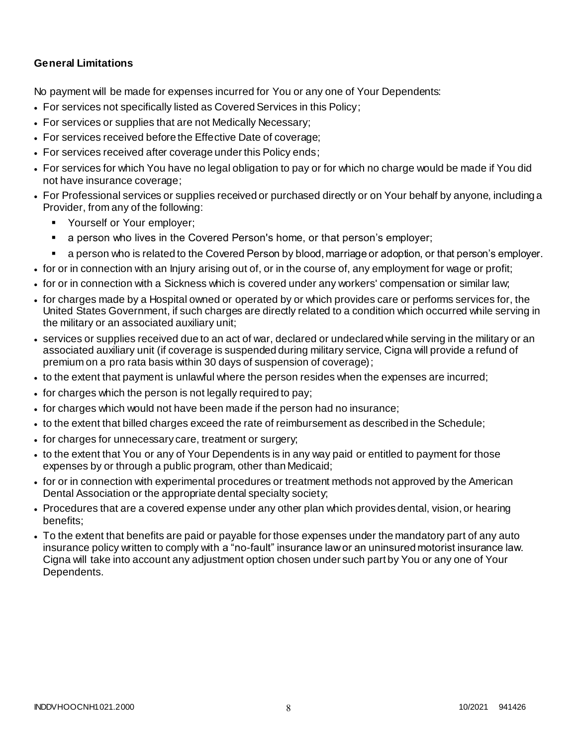**General Limitations**

No payment will be made for expenses incurred for You or any one of Your Dependents:

- For services not specifically listed as Covered Services in this Policy;
- For services or supplies that are not Medically Necessary;
- For services received before the Effective Date of coverage;
- For services received after coverage under this Policy ends;
- For services for which You have no legal obligation to pay or for which no charge would be made if You did not have insurance coverage;
- For Professional services or supplies received or purchased directly or on Your behalf by anyone, including a Provider, from any of the following:
  - Yourself or Your employer;
  - a person who lives in the Covered Person's home, or that person's employer;
  - a person who is related to the Covered Person by blood, marriage or adoption, or that person's employer.
- for or in connection with an Injury arising out of, or in the course of, any employment for wage or profit;
- for or in connection with a Sickness which is covered under any workers' compensation or similar law;
- for charges made by a Hospital owned or operated by or which provides care or performs services for, the United States Government, if such charges are directly related to a condition which occurred while serving in the military or an associated auxiliary unit;
- services or supplies received due to an act of war, declared or undeclared while serving in the military or an associated auxiliary unit (if coverage is suspended during military service, Cigna will provide a refund of premium on a pro rata basis within 30 days of suspension of coverage);
- to the extent that payment is unlawful where the person resides when the expenses are incurred;
- for charges which the person is not legally required to pay;
- for charges which would not have been made if the person had no insurance;
- to the extent that billed charges exceed the rate of reimbursement as described in the Schedule;
- for charges for unnecessary care, treatment or surgery;
- to the extent that You or any of Your Dependents is in any way paid or entitled to payment for those expenses by or through a public program, other than Medicaid;
- for or in connection with experimental procedures or treatment methods not approved by the American Dental Association or the appropriate dental specialty society;
- Procedures that are a covered expense under any other plan which provides dental, vision, or hearing benefits;
- To the extent that benefits are paid or payable for those expenses under the mandatory part of any auto insurance policy written to comply with a "no-fault" insurance law or an uninsured motorist insurance law. Cigna will take into account any adjustment option chosen under such part by You or any one of Your Dependents.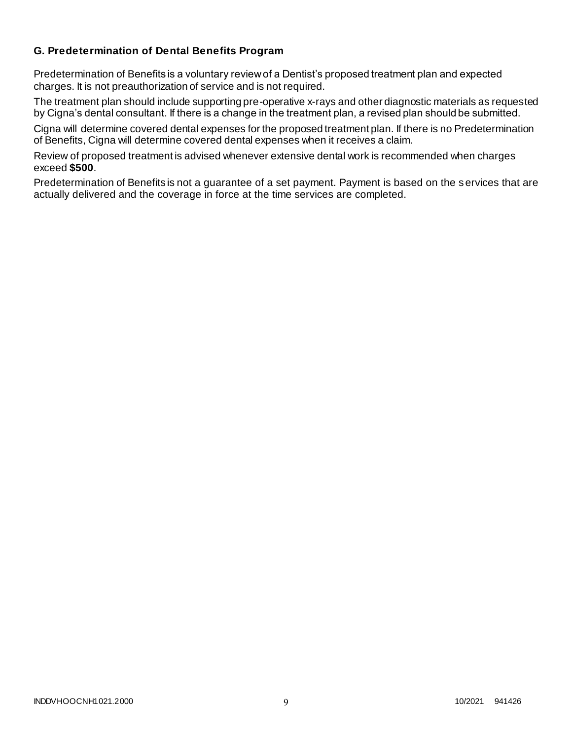### G. Predetermination of Dental Benefits Program

Predetermination of Benefits is a voluntary review of a Dentist's proposed treatment plan and expected charges. It is not preauthorization of service and is not required.

The treatment plan should include supporting pre-operative x-rays and other diagnostic materials as requested by Cigna's dental consultant. If there is a change in the treatment plan, a revised plan should be submitted.

Cigna will determine covered dental expenses for the proposed treatment plan. If there is no Predetermination of Benefits, Cigna will determine covered dental expenses when it receives a claim.

Review of proposed treatment is advised whenever extensive dental work is recommended when charges exceed **$500**.

Predetermination of Benefits is not a guarantee of a set payment. Payment is based on the services that are actually delivered and the coverage in force at the time services are completed.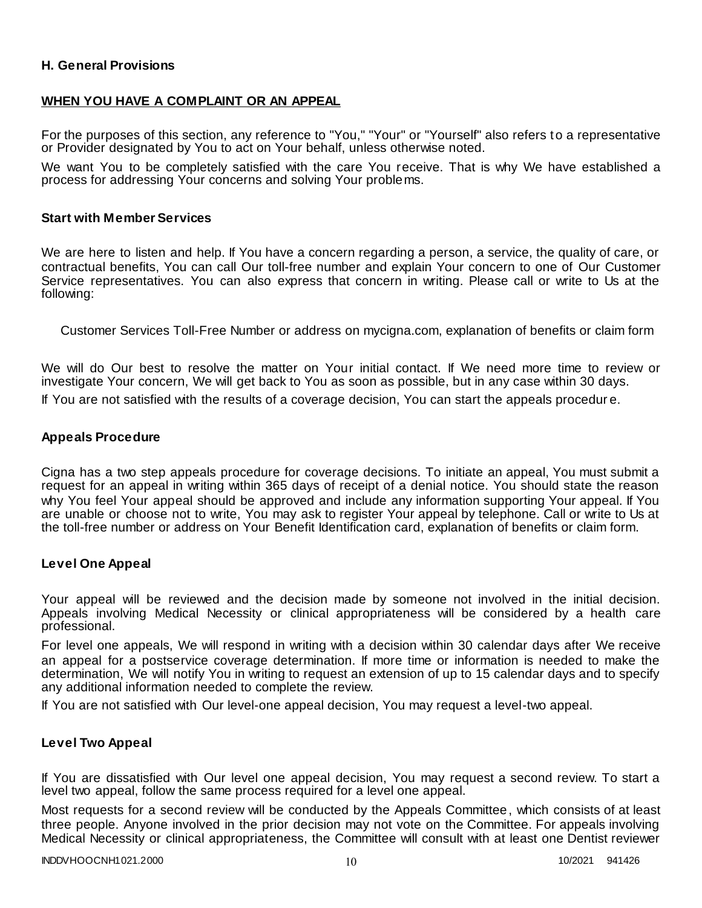## H. General Provisions

### WHEN YOU HAVE A COMPLAINT OR AN APPEAL

For the purposes of this section, any reference to "You," "Your" or "Yourself" also refers to a representative or Provider designated by You to act on Your behalf, unless otherwise noted.

We want You to be completely satisfied with the care You receive. That is why We have established a process for addressing Your concerns and solving Your problems.

### Start with Member Services

We are here to listen and help. If You have a concern regarding a person, a service, the quality of care, or contractual benefits, You can call Our toll-free number and explain Your concern to one of Our Customer Service representatives. You can also express that concern in writing. Please call or write to Us at the following:

Customer Services Toll-Free Number or address on mycigna.com, explanation of benefits or claim form

We will do Our best to resolve the matter on Your initial contact. If We need more time to review or investigate Your concern, We will get back to You as soon as possible, but in any case within 30 days.

If You are not satisfied with the results of a coverage decision, You can start the appeals procedure.

### Appeals Procedure

Cigna has a two step appeals procedure for coverage decisions. To initiate an appeal, You must submit a request for an appeal in writing within 365 days of receipt of a denial notice. You should state the reason why You feel Your appeal should be approved and include any information supporting Your appeal. If You are unable or choose not to write, You may ask to register Your appeal by telephone. Call or write to Us at the toll-free number or address on Your Benefit Identification card, explanation of benefits or claim form.

### Level One Appeal

Your appeal will be reviewed and the decision made by someone not involved in the initial decision. Appeals involving Medical Necessity or clinical appropriateness will be considered by a health care professional.

For level one appeals, We will respond in writing with a decision within 30 calendar days after We receive an appeal for a postservice coverage determination. If more time or information is needed to make the determination, We will notify You in writing to request an extension of up to 15 calendar days and to specify any additional information needed to complete the review.

If You are not satisfied with Our level-one appeal decision, You may request a level-two appeal.

### Level Two Appeal

If You are dissatisfied with Our level one appeal decision, You may request a second review. To start a level two appeal, follow the same process required for a level one appeal.

Most requests for a second review will be conducted by the Appeals Committee, which consists of at least three people. Anyone involved in the prior decision may not vote on the Committee. For appeals involving Medical Necessity or clinical appropriateness, the Committee will consult with at least one Dentist reviewer

INDDVHOOCNH1021.2000 10/2021 941426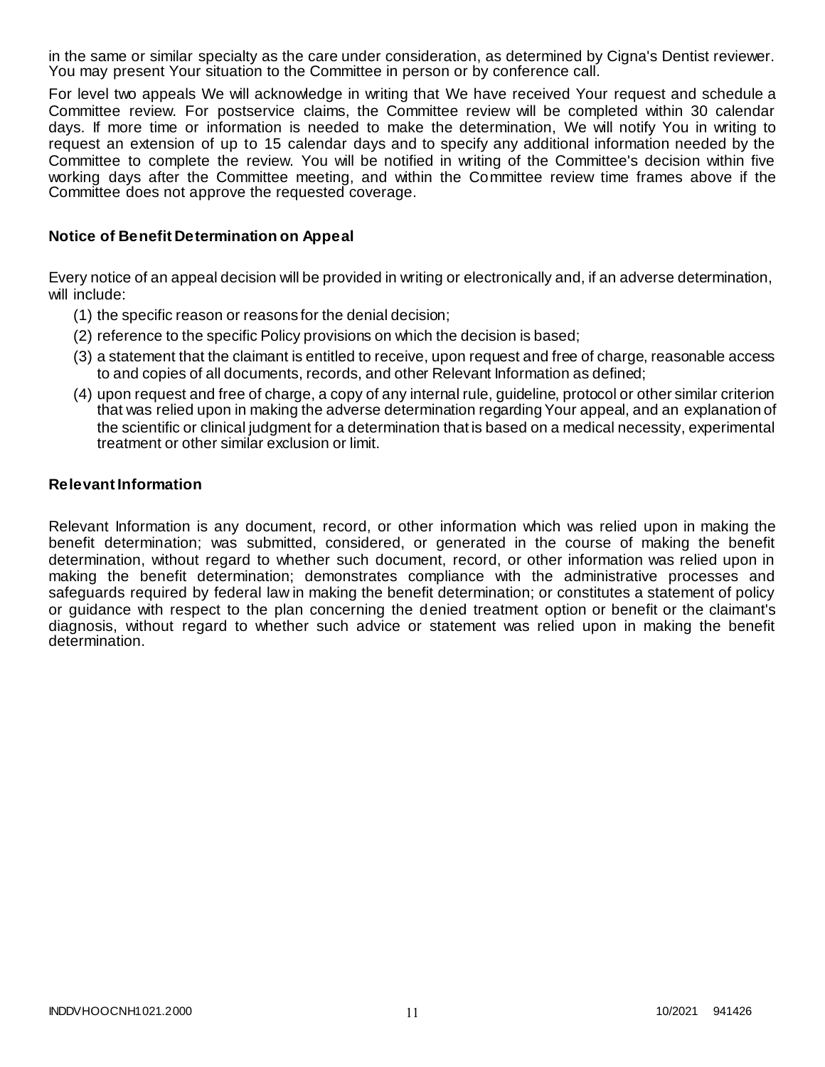in the same or similar specialty as the care under consideration, as determined by Cigna's Dentist reviewer. You may present Your situation to the Committee in person or by conference call.

For level two appeals We will acknowledge in writing that We have received Your request and schedule a Committee review. For postservice claims, the Committee review will be completed within 30 calendar days. If more time or information is needed to make the determination, We will notify You in writing to request an extension of up to 15 calendar days and to specify any additional information needed by the Committee to complete the review. You will be notified in writing of the Committee's decision within five working days after the Committee meeting, and within the Committee review time frames above if the Committee does not approve the requested coverage.

### Notice of Benefit Determination on Appeal

Every notice of an appeal decision will be provided in writing or electronically and, if an adverse determination, will include:

(1) the specific reason or reasons for the denial decision;

(2) reference to the specific Policy provisions on which the decision is based;

(3) a statement that the claimant is entitled to receive, upon request and free of charge, reasonable access to and copies of all documents, records, and other Relevant Information as defined;

(4) upon request and free of charge, a copy of any internal rule, guideline, protocol or other similar criterion that was relied upon in making the adverse determination regarding Your appeal, and an explanation of the scientific or clinical judgment for a determination that is based on a medical necessity, experimental treatment or other similar exclusion or limit.

### Relevant Information

Relevant Information is any document, record, or other information which was relied upon in making the benefit determination; was submitted, considered, or generated in the course of making the benefit determination, without regard to whether such document, record, or other information was relied upon in making the benefit determination; demonstrates compliance with the administrative processes and safeguards required by federal law in making the benefit determination; or constitutes a statement of policy or guidance with respect to the plan concerning the denied treatment option or benefit or the claimant's diagnosis, without regard to whether such advice or statement was relied upon in making the benefit determination.

INDDVHOOCNH1021.2000 10/2021 941426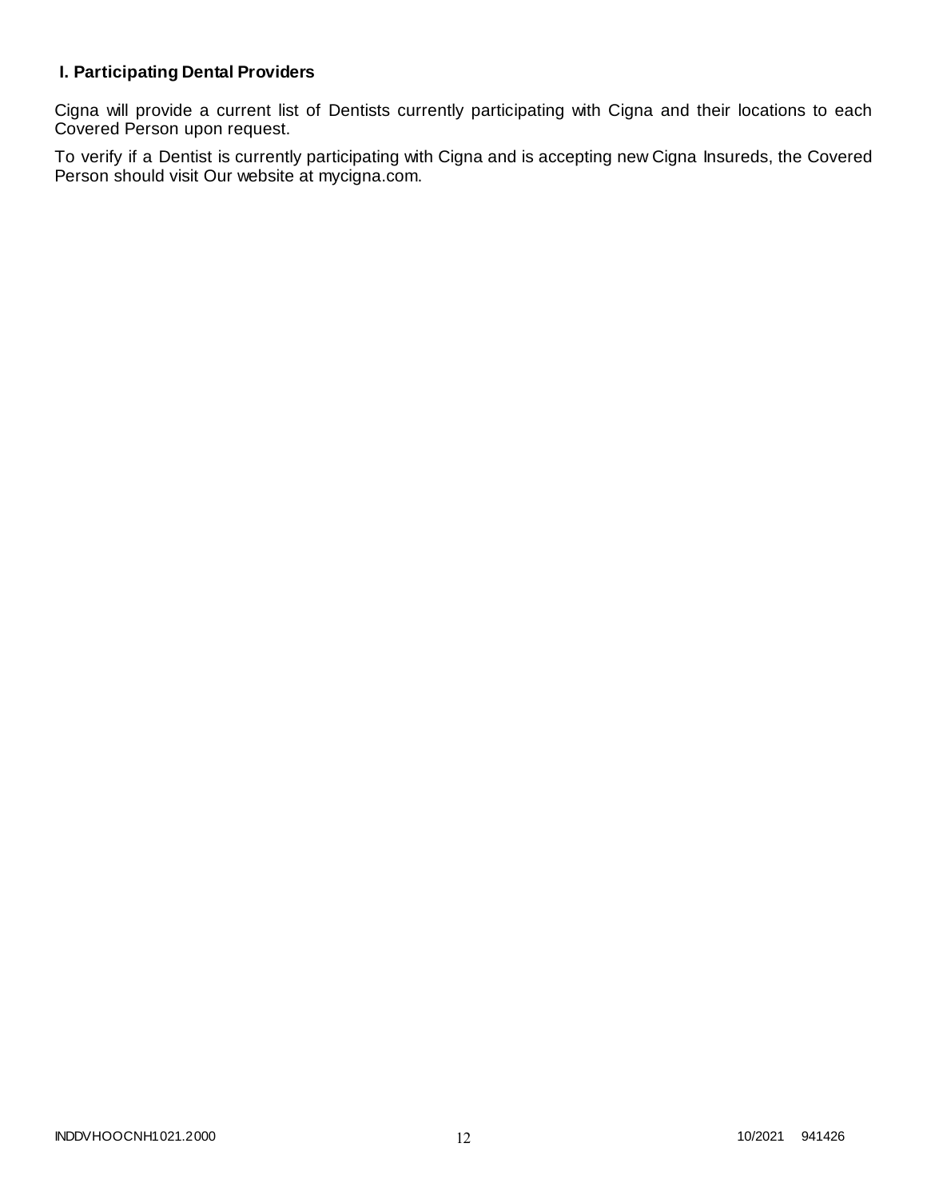### I. Participating Dental Providers

Cigna will provide a current list of Dentists currently participating with Cigna and their locations to each Covered Person upon request.

To verify if a Dentist is currently participating with Cigna and is accepting new Cigna Insureds, the Covered Person should visit Our website at mycigna.com.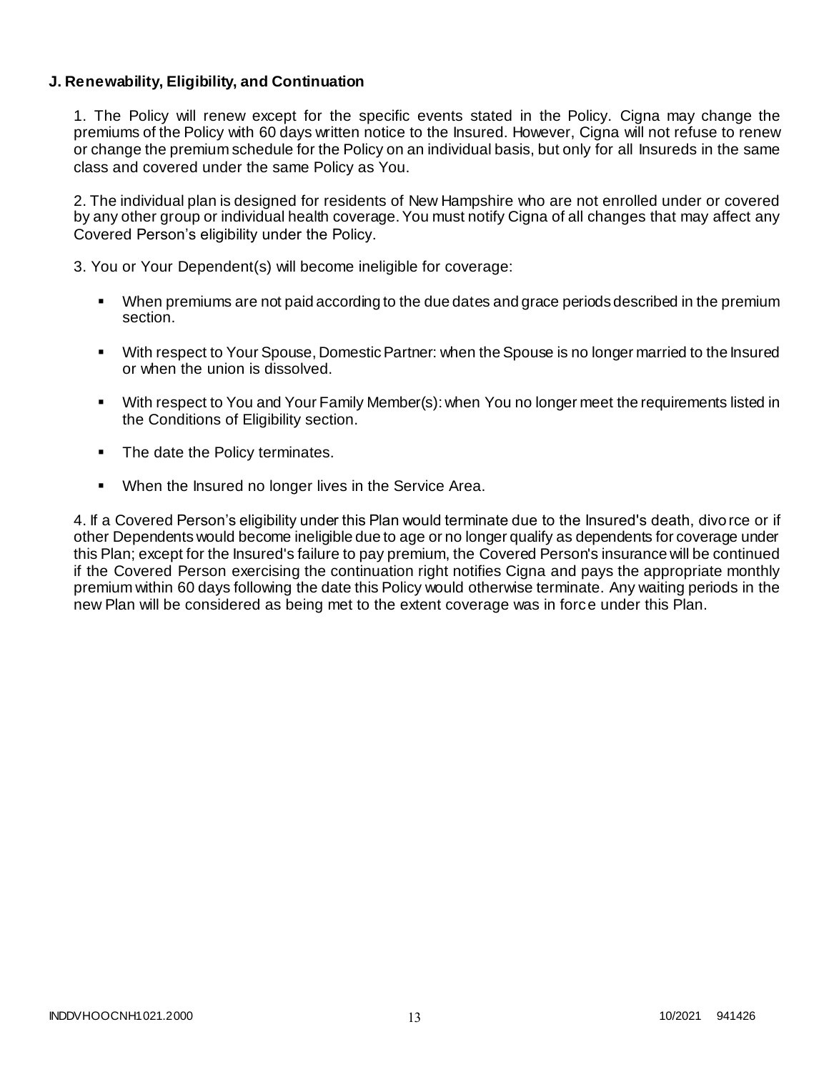**J. Renewability, Eligibility, and Continuation**

1. The Policy will renew except for the specific events stated in the Policy. Cigna may change the premiums of the Policy with 60 days written notice to the Insured. However, Cigna will not refuse to renew or change the premium schedule for the Policy on an individual basis, but only for all Insureds in the same class and covered under the same Policy as You.

2. The individual plan is designed for residents of New Hampshire who are not enrolled under or covered by any other group or individual health coverage. You must notify Cigna of all changes that may affect any Covered Person's eligibility under the Policy.

3. You or Your Dependent(s) will become ineligible for coverage:

- When premiums are not paid according to the due dates and grace periods described in the premium section.
- With respect to Your Spouse, Domestic Partner: when the Spouse is no longer married to the Insured or when the union is dissolved.
- With respect to You and Your Family Member(s): when You no longer meet the requirements listed in the Conditions of Eligibility section.
- The date the Policy terminates.
- When the Insured no longer lives in the Service Area.

4. If a Covered Person's eligibility under this Plan would terminate due to the Insured's death, divorce or if other Dependents would become ineligible due to age or no longer qualify as dependents for coverage under this Plan; except for the Insured's failure to pay premium, the Covered Person's insurance will be continued if the Covered Person exercising the continuation right notifies Cigna and pays the appropriate monthly premium within 60 days following the date this Policy would otherwise terminate. Any waiting periods in the new Plan will be considered as being met to the extent coverage was in force under this Plan.

INDDVHOOCNH1021.2000 10/2021 941426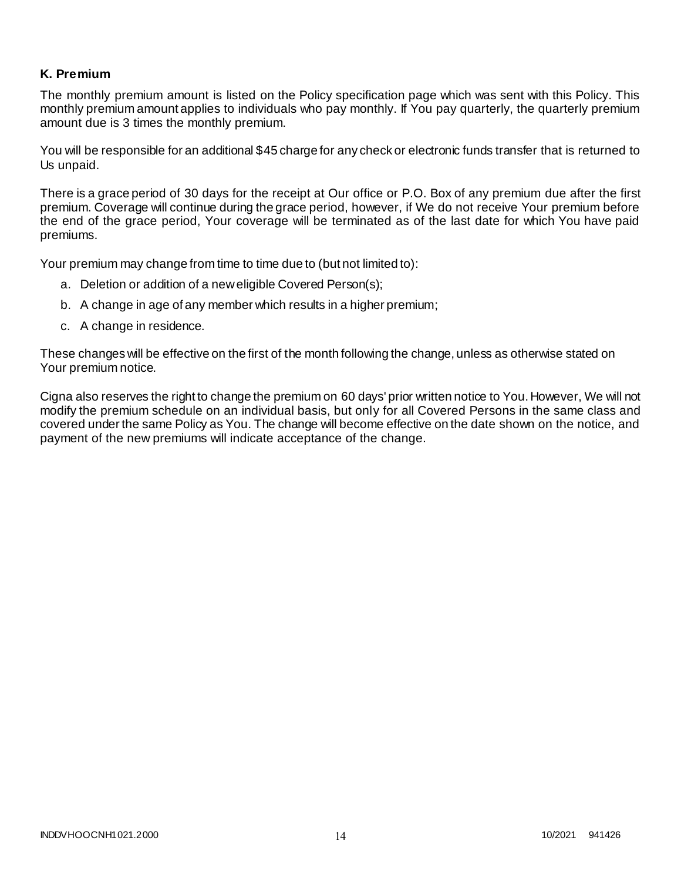### K. Premium

The monthly premium amount is listed on the Policy specification page which was sent with this Policy. This monthly premium amount applies to individuals who pay monthly. If You pay quarterly, the quarterly premium amount due is 3 times the monthly premium.

You will be responsible for an additional $45 charge for any check or electronic funds transfer that is returned to Us unpaid.

There is a grace period of 30 days for the receipt at Our office or P.O. Box of any premium due after the first premium. Coverage will continue during the grace period, however, if We do not receive Your premium before the end of the grace period, Your coverage will be terminated as of the last date for which You have paid premiums.

Your premium may change from time to time due to (but not limited to):

a. Deletion or addition of a new eligible Covered Person(s);
b. A change in age of any member which results in a higher premium;
c. A change in residence.

These changes will be effective on the first of the month following the change, unless as otherwise stated on Your premium notice.

Cigna also reserves the right to change the premium on 60 days' prior written notice to You. However, We will not modify the premium schedule on an individual basis, but only for all Covered Persons in the same class and covered under the same Policy as You. The change will become effective on the date shown on the notice, and payment of the new premiums will indicate acceptance of the change.